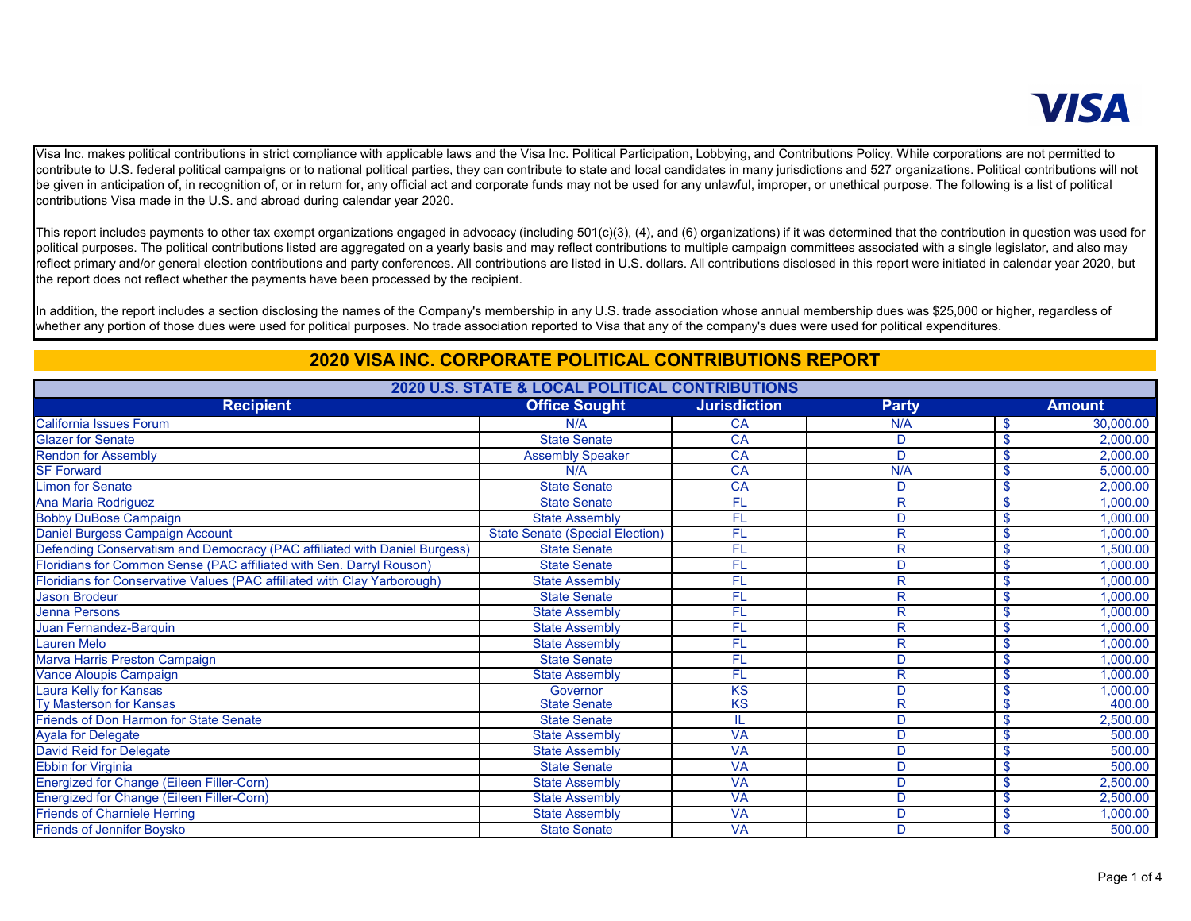Visa Inc. makes political contributions in strict compliance with applicable laws and the Visa Inc. Political Participation, Lobbying, and Contributions Policy. While corporations are not permitted to contribute to U.S. federal political campaigns or to national political parties, they can contribute to state and local candidates in many jurisdictions and 527 organizations. Political contributions will not be given in anticipation of, in recognition of, or in return for, any official act and corporate funds may not be used for any unlawful, improper, or unethical purpose. The following is a list of political contributions Visa made in the U.S. and abroad during calendar year 2020.

This report includes payments to other tax exempt organizations engaged in advocacy (including 501(c)(3), (4), and (6) organizations) if it was determined that the contribution in question was used for political purposes. The political contributions listed are aggregated on a yearly basis and may reflect contributions to multiple campaign committees associated with a single legislator, and also may reflect primary and/or general election contributions and party conferences. All contributions are listed in U.S. dollars. All contributions disclosed in this report were initiated in calendar year 2020, but the report does not reflect whether the payments have been processed by the recipient.

In addition, the report includes a section disclosing the names of the Company's membership in any U.S. trade association whose annual membership dues was $25,000 or higher, regardless of whether any portion of those dues were used for political purposes. No trade association reported to Visa that any of the company's dues were used for political expenditures.

# 2020 VISA INC. CORPORATE POLITICAL CONTRIBUTIONS REPORT

## 2020 U.S. STATE & LOCAL POLITICAL CONTRIBUTIONS

| Recipient | Office Sought | Jurisdiction | Party | Amount |
|---|---|---|---|---|
| California Issues Forum | N/A | CA | N/A | $ 30,000.00 |
| Glazer for Senate | State Senate | CA | D | $ 2,000.00 |
| Rendon for Assembly | Assembly Speaker | CA | D | $ 2,000.00 |
| SF Forward | N/A | CA | N/A | $ 5,000.00 |
| Limon for Senate | State Senate | CA | D | $ 2,000.00 |
| Ana Maria Rodriguez | State Senate | FL | R | $ 1,000.00 |
| Bobby DuBose Campaign | State Assembly | FL | D | $ 1,000.00 |
| Daniel Burgess Campaign Account | State Senate (Special Election) | FL | R | $ 1,000.00 |
| Defending Conservatism and Democracy (PAC affiliated with Daniel Burgess) | State Senate | FL | R | $ 1,500.00 |
| Floridians for Common Sense (PAC affiliated with Sen. Darryl Rouson) | State Senate | FL | D | $ 1,000.00 |
| Floridians for Conservative Values (PAC affiliated with Clay Yarborough) | State Assembly | FL | R | $ 1,000.00 |
| Jason Brodeur | State Senate | FL | R | $ 1,000.00 |
| Jenna Persons | State Assembly | FL | R | $ 1,000.00 |
| Juan Fernandez-Barquin | State Assembly | FL | R | $ 1,000.00 |
| Lauren Melo | State Assembly | FL | R | $ 1,000.00 |
| Marva Harris Preston Campaign | State Senate | FL | D | $ 1,000.00 |
| Vance Aloupis Campaign | State Assembly | FL | R | $ 1,000.00 |
| Laura Kelly for Kansas | Governor | KS | D | $ 1,000.00 |
| Ty Masterson for Kansas | State Senate | KS | R | $ 400.00 |
| Friends of Don Harmon for State Senate | State Senate | IL | D | $ 2,500.00 |
| Ayala for Delegate | State Assembly | VA | D | $ 500.00 |
| David Reid for Delegate | State Assembly | VA | D | $ 500.00 |
| Ebbin for Virginia | State Senate | VA | D | $ 500.00 |
| Energized for Change (Eileen Filler-Corn) | State Assembly | VA | D | $ 2,500.00 |
| Energized for Change (Eileen Filler-Corn) | State Assembly | VA | D | $ 2,500.00 |
| Friends of Charniele Herring | State Assembly | VA | D | $ 1,000.00 |
| Friends of Jennifer Boysko | State Senate | VA | D | $ 500.00 |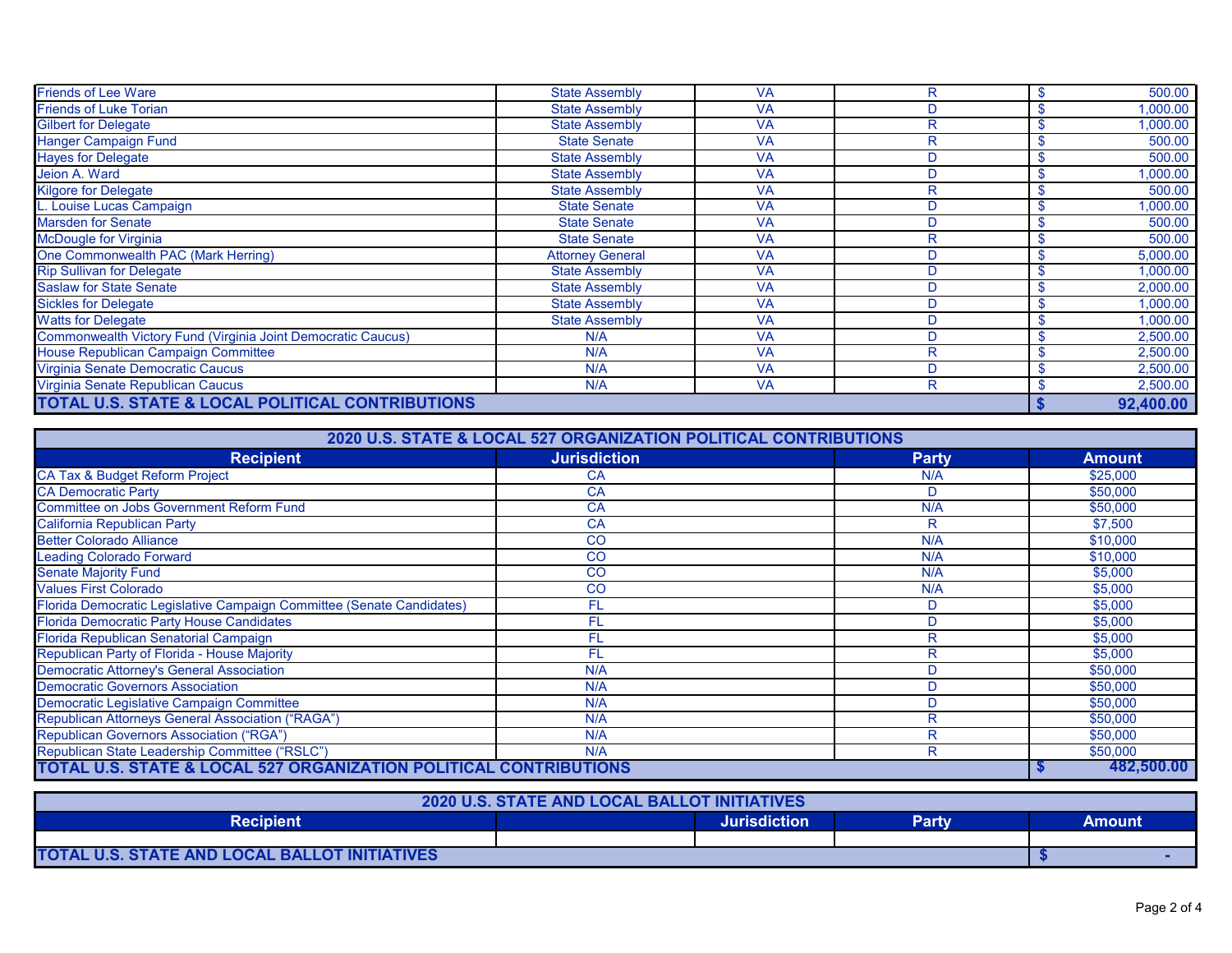| | | | | |
|---|---|---|---|---|
| Friends of Lee Ware | State Assembly | VA | R | $ 500.00 |
| Friends of Luke Torian | State Assembly | VA | D | $ 1,000.00 |
| Gilbert for Delegate | State Assembly | VA | R | $ 1,000.00 |
| Hanger Campaign Fund | State Senate | VA | R | $ 500.00 |
| Hayes for Delegate | State Assembly | VA | D | $ 500.00 |
| Jeion A. Ward | State Assembly | VA | D | $ 1,000.00 |
| Kilgore for Delegate | State Assembly | VA | R | $ 500.00 |
| L. Louise Lucas Campaign | State Senate | VA | D | $ 1,000.00 |
| Marsden for Senate | State Senate | VA | D | $ 500.00 |
| McDougle for Virginia | State Senate | VA | R | $ 500.00 |
| One Commonwealth PAC (Mark Herring) | Attorney General | VA | D | $ 5,000.00 |
| Rip Sullivan for Delegate | State Assembly | VA | D | $ 1,000.00 |
| Saslaw for State Senate | State Assembly | VA | D | $ 2,000.00 |
| Sickles for Delegate | State Assembly | VA | D | $ 1,000.00 |
| Watts for Delegate | State Assembly | VA | D | $ 1,000.00 |
| Commonwealth Victory Fund (Virginia Joint Democratic Caucus) | N/A | VA | D | $ 2,500.00 |
| House Republican Campaign Committee | N/A | VA | R | $ 2,500.00 |
| Virginia Senate Democratic Caucus | N/A | VA | D | $ 2,500.00 |
| Virginia Senate Republican Caucus | N/A | VA | R | $ 2,500.00 |
| **TOTAL U.S. STATE & LOCAL POLITICAL CONTRIBUTIONS** | | | | **$ 92,400.00** |

| 2020 U.S. STATE & LOCAL 527 ORGANIZATION POLITICAL CONTRIBUTIONS | | | |
|---|---|---|---|
| **Recipient** | **Jurisdiction** | **Party** | **Amount** |
| CA Tax & Budget Reform Project | CA | N/A | $25,000 |
| CA Democratic Party | CA | D | $50,000 |
| Committee on Jobs Government Reform Fund | CA | N/A | $50,000 |
| California Republican Party | CA | R | $7,500 |
| Better Colorado Alliance | CO | N/A | $10,000 |
| Leading Colorado Forward | CO | N/A | $10,000 |
| Senate Majority Fund | CO | N/A | $5,000 |
| Values First Colorado | CO | N/A | $5,000 |
| Florida Democratic Legislative Campaign Committee (Senate Candidates) | FL | D | $5,000 |
| Florida Democratic Party House Candidates | FL | D | $5,000 |
| Florida Republican Senatorial Campaign | FL | R | $5,000 |
| Republican Party of Florida - House Majority | FL | R | $5,000 |
| Democratic Attorney's General Association | N/A | D | $50,000 |
| Democratic Governors Association | N/A | D | $50,000 |
| Democratic Legislative Campaign Committee | N/A | D | $50,000 |
| Republican Attorneys General Association ("RAGA") | N/A | R | $50,000 |
| Republican Governors Association ("RGA") | N/A | R | $50,000 |
| Republican State Leadership Committee ("RSLC") | N/A | R | $50,000 |
| **TOTAL U.S. STATE & LOCAL 527 ORGANIZATION POLITICAL CONTRIBUTIONS** | | | **$ 482,500.00** |

| 2020 U.S. STATE AND LOCAL BALLOT INITIATIVES | | | | |
|---|---|---|---|---|
| **Recipient** | | **Jurisdiction** | **Party** | **Amount** |
| | | | | |
| **TOTAL U.S. STATE AND LOCAL BALLOT INITIATIVES** | | | | **$ -** |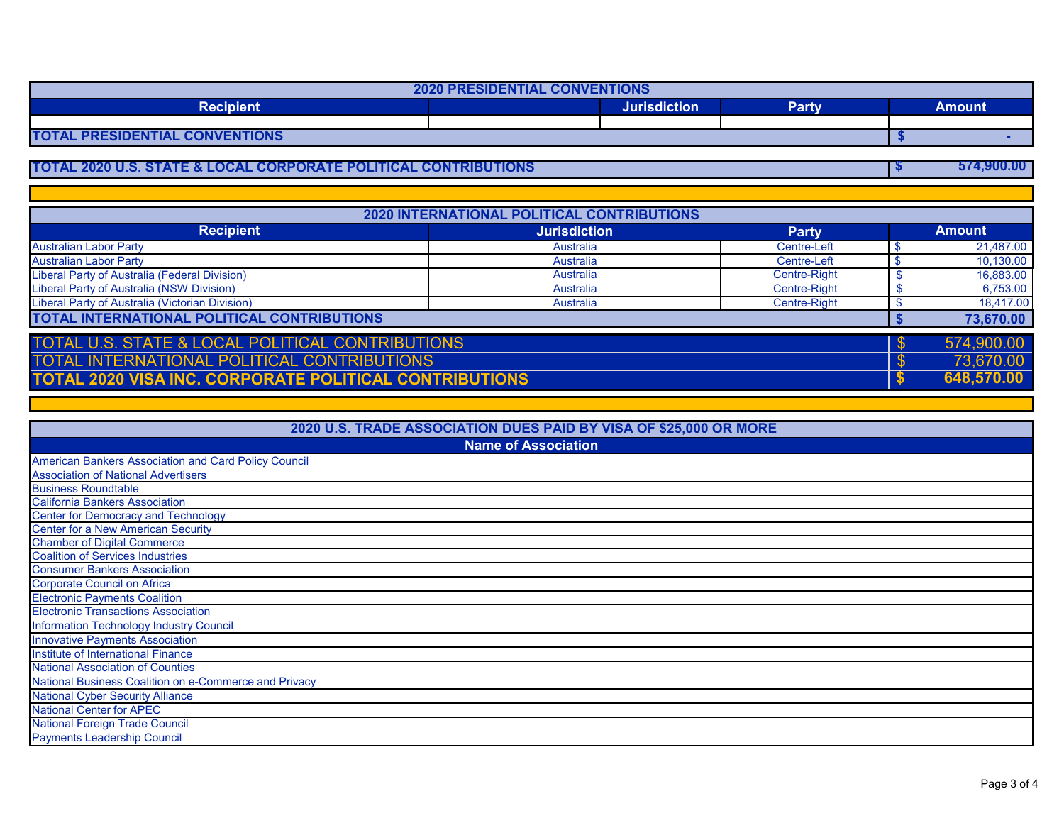| 2020 PRESIDENTIAL CONVENTIONS | | | | |
|---|---|---|---|---|
| **Recipient** | | **Jurisdiction** | **Party** | **Amount** |
| | | | | |
| **TOTAL PRESIDENTIAL CONVENTIONS** | | | | **$ -** |

| | |
|---|---|
| **TOTAL 2020 U.S. STATE & LOCAL CORPORATE POLITICAL CONTRIBUTIONS** | **$ 574,900.00** |

| 2020 INTERNATIONAL POLITICAL CONTRIBUTIONS | | | |
|---|---|---|---|
| **Recipient** | **Jurisdiction** | **Party** | **Amount** |
| Australian Labor Party | Australia | Centre-Left | $ 21,487.00 |
| Australian Labor Party | Australia | Centre-Left | $ 10,130.00 |
| Liberal Party of Australia (Federal Division) | Australia | Centre-Right | $ 16,883.00 |
| Liberal Party of Australia (NSW Division) | Australia | Centre-Right | $ 6,753.00 |
| Liberal Party of Australia (Victorian Division) | Australia | Centre-Right | $ 18,417.00 |
| **TOTAL INTERNATIONAL POLITICAL CONTRIBUTIONS** | | | **$ 73,670.00** |

| | |
|---|---|
| TOTAL U.S. STATE & LOCAL POLITICAL CONTRIBUTIONS | $ 574,900.00 |
| TOTAL INTERNATIONAL POLITICAL CONTRIBUTIONS | $ 73,670.00 |
| **TOTAL 2020 VISA INC. CORPORATE POLITICAL CONTRIBUTIONS** | **$ 648,570.00** |

| 2020 U.S. TRADE ASSOCIATION DUES PAID BY VISA OF $25,000 OR MORE |
|---|
| **Name of Association** |
| American Bankers Association and Card Policy Council |
| Association of National Advertisers |
| Business Roundtable |
| California Bankers Association |
| Center for Democracy and Technology |
| Center for a New American Security |
| Chamber of Digital Commerce |
| Coalition of Services Industries |
| Consumer Bankers Association |
| Corporate Council on Africa |
| Electronic Payments Coalition |
| Electronic Transactions Association |
| Information Technology Industry Council |
| Innovative Payments Association |
| Institute of International Finance |
| National Association of Counties |
| National Business Coalition on e-Commerce and Privacy |
| National Cyber Security Alliance |
| National Center for APEC |
| National Foreign Trade Council |
| Payments Leadership Council |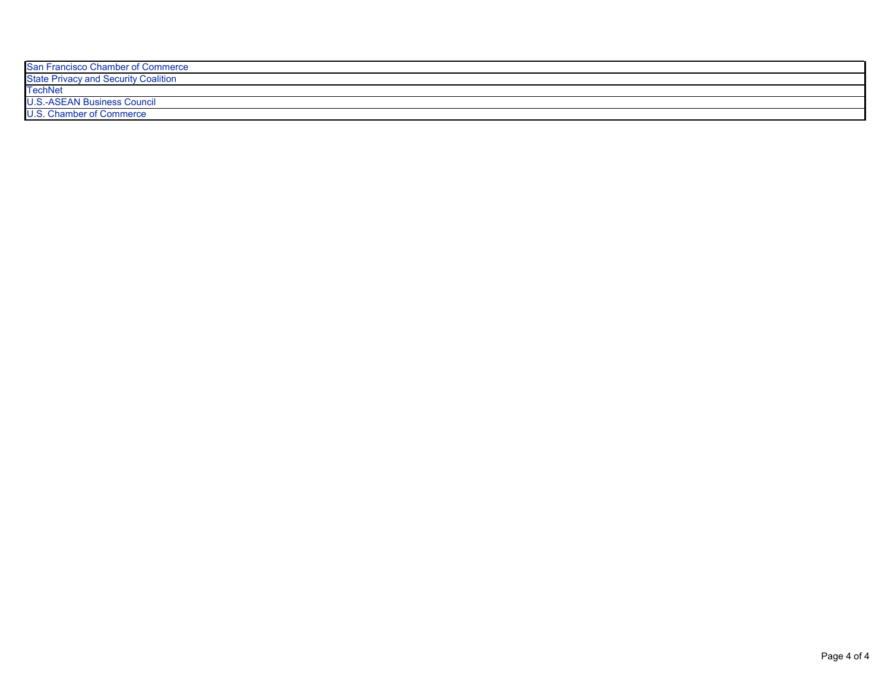| |
|---|
| San Francisco Chamber of Commerce |
| State Privacy and Security Coalition |
| TechNet |
| U.S.-ASEAN Business Council |
| U.S. Chamber of Commerce |